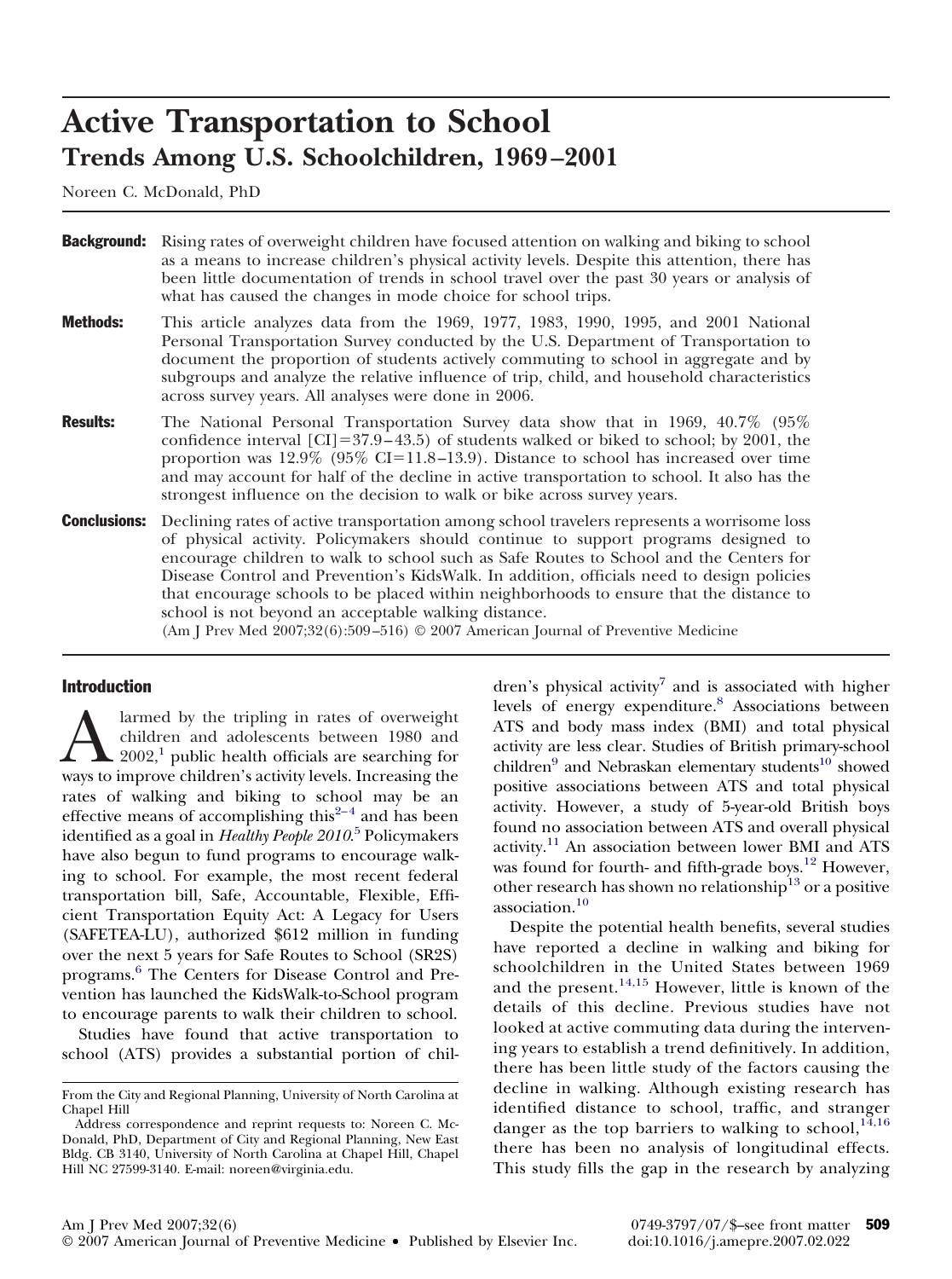# Active Transportation to School

## Trends Among U.S. Schoolchildren, 1969–2001

Noreen C. McDonald, PhD

**Background:** Rising rates of overweight children have focused attention on walking and biking to school as a means to increase children's physical activity levels. Despite this attention, there has been little documentation of trends in school travel over the past 30 years or analysis of what has caused the changes in mode choice for school trips.

**Methods:** This article analyzes data from the 1969, 1977, 1983, 1990, 1995, and 2001 National Personal Transportation Survey conducted by the U.S. Department of Transportation to document the proportion of students actively commuting to school in aggregate and by subgroups and analyze the relative influence of trip, child, and household characteristics across survey years. All analyses were done in 2006.

**Results:** The National Personal Transportation Survey data show that in 1969, 40.7% (95% confidence interval [CI]=37.9–43.5) of students walked or biked to school; by 2001, the proportion was 12.9% (95% CI=11.8–13.9). Distance to school has increased over time and may account for half of the decline in active transportation to school. It also has the strongest influence on the decision to walk or bike across survey years.

**Conclusions:** Declining rates of active transportation among school travelers represents a worrisome loss of physical activity. Policymakers should continue to support programs designed to encourage children to walk to school such as Safe Routes to School and the Centers for Disease Control and Prevention's KidsWalk. In addition, officials need to design policies that encourage schools to be placed within neighborhoods to ensure that the distance to school is not beyond an acceptable walking distance.

(Am J Prev Med 2007;32(6):509–516) © 2007 American Journal of Preventive Medicine

## Introduction

Alarmed by the tripling in rates of overweight children and adolescents between 1980 and 2002,[1] public health officials are searching for ways to improve children's activity levels. Increasing the rates of walking and biking to school may be an effective means of accomplishing this[2–4] and has been identified as a goal in *Healthy People 2010*.[5] Policymakers have also begun to fund programs to encourage walking to school. For example, the most recent federal transportation bill, Safe, Accountable, Flexible, Efficient Transportation Equity Act: A Legacy for Users (SAFETEA-LU), authorized $612 million in funding over the next 5 years for Safe Routes to School (SR2S) programs.[6] The Centers for Disease Control and Prevention has launched the KidsWalk-to-School program to encourage parents to walk their children to school.

Studies have found that active transportation to school (ATS) provides a substantial portion of children's physical activity[7] and is associated with higher levels of energy expenditure.[8] Associations between ATS and body mass index (BMI) and total physical activity are less clear. Studies of British primary-school children[9] and Nebraskan elementary students[10] showed positive associations between ATS and total physical activity. However, a study of 5-year-old British boys found no association between ATS and overall physical activity.[11] An association between lower BMI and ATS was found for fourth- and fifth-grade boys.[12] However, other research has shown no relationship[13] or a positive association.[10]

Despite the potential health benefits, several studies have reported a decline in walking and biking for schoolchildren in the United States between 1969 and the present.[14,15] However, little is known of the details of this decline. Previous studies have not looked at active commuting data during the intervening years to establish a trend definitively. In addition, there has been little study of the factors causing the decline in walking. Although existing research has identified distance to school, traffic, and stranger danger as the top barriers to walking to school,[14,16] there has been no analysis of longitudinal effects. This study fills the gap in the research by analyzing

---

From the City and Regional Planning, University of North Carolina at Chapel Hill

Address correspondence and reprint requests to: Noreen C. McDonald, PhD, Department of City and Regional Planning, New East Bldg. CB 3140, University of North Carolina at Chapel Hill, Chapel Hill NC 27599-3140. E-mail: noreen@virginia.edu.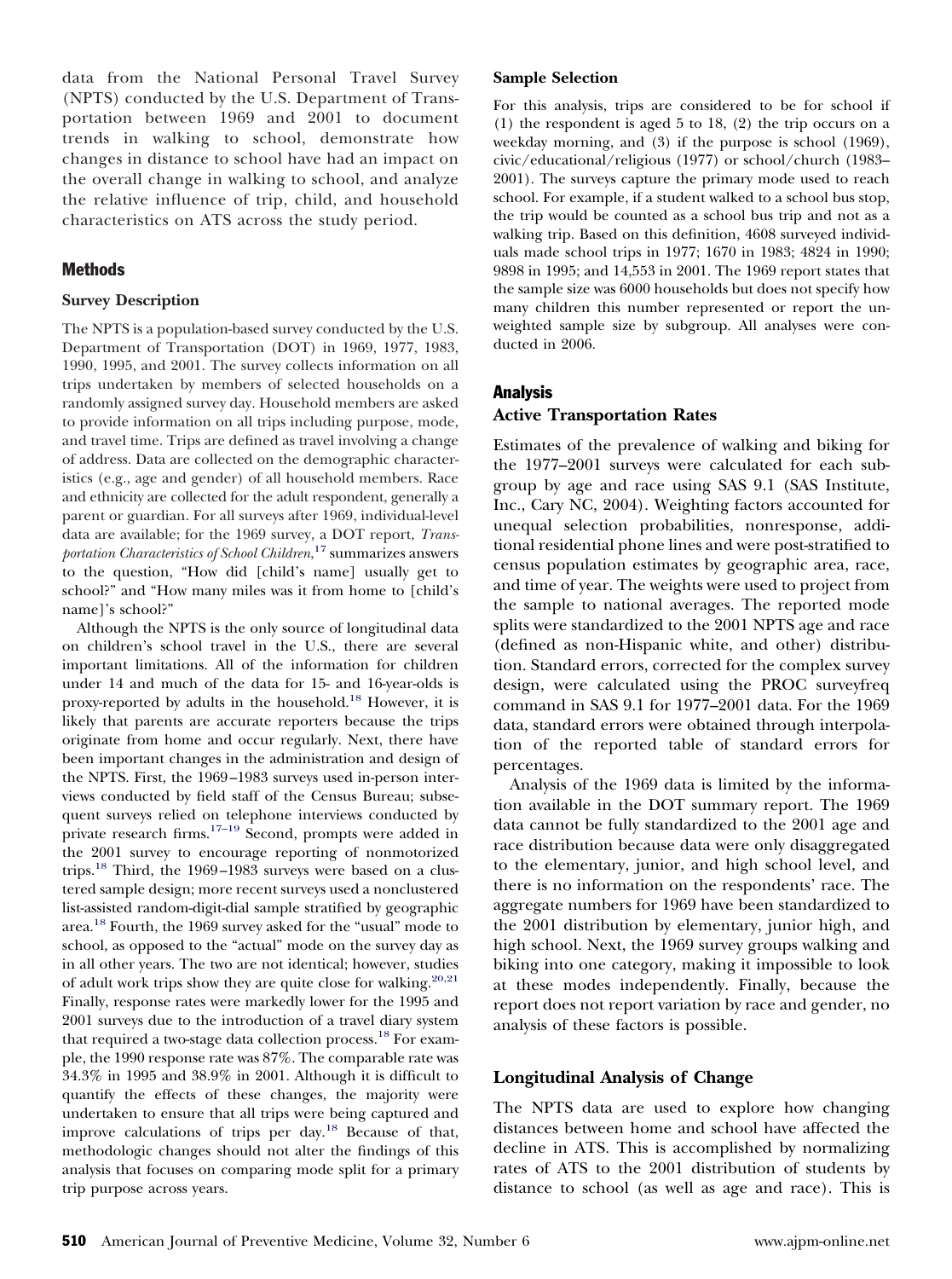data from the National Personal Travel Survey (NPTS) conducted by the U.S. Department of Transportation between 1969 and 2001 to document trends in walking to school, demonstrate how changes in distance to school have had an impact on the overall change in walking to school, and analyze the relative influence of trip, child, and household characteristics on ATS across the study period.

## Methods

### Survey Description

The NPTS is a population-based survey conducted by the U.S. Department of Transportation (DOT) in 1969, 1977, 1983, 1990, 1995, and 2001. The survey collects information on all trips undertaken by members of selected households on a randomly assigned survey day. Household members are asked to provide information on all trips including purpose, mode, and travel time. Trips are defined as travel involving a change of address. Data are collected on the demographic characteristics (e.g., age and gender) of all household members. Race and ethnicity are collected for the adult respondent, generally a parent or guardian. For all surveys after 1969, individual-level data are available; for the 1969 survey, a DOT report, *Transportation Characteristics of School Children*,[17] summarizes answers to the question, "How did [child's name] usually get to school?" and "How many miles was it from home to [child's name]'s school?"

Although the NPTS is the only source of longitudinal data on children's school travel in the U.S., there are several important limitations. All of the information for children under 14 and much of the data for 15- and 16-year-olds is proxy-reported by adults in the household.[18] However, it is likely that parents are accurate reporters because the trips originate from home and occur regularly. Next, there have been important changes in the administration and design of the NPTS. First, the 1969–1983 surveys used in-person interviews conducted by field staff of the Census Bureau; subsequent surveys relied on telephone interviews conducted by private research firms.[17–19] Second, prompts were added in the 2001 survey to encourage reporting of nonmotorized trips.[18] Third, the 1969–1983 surveys were based on a clustered sample design; more recent surveys used a nonclustered list-assisted random-digit-dial sample stratified by geographic area.[18] Fourth, the 1969 survey asked for the "usual" mode to school, as opposed to the "actual" mode on the survey day as in all other years. The two are not identical; however, studies of adult work trips show they are quite close for walking.[20,21] Finally, response rates were markedly lower for the 1995 and 2001 surveys due to the introduction of a travel diary system that required a two-stage data collection process.[18] For example, the 1990 response rate was 87%. The comparable rate was 34.3% in 1995 and 38.9% in 2001. Although it is difficult to quantify the effects of these changes, the majority were undertaken to ensure that all trips were being captured and improve calculations of trips per day.[18] Because of that, methodologic changes should not alter the findings of this analysis that focuses on comparing mode split for a primary trip purpose across years.

### Sample Selection

For this analysis, trips are considered to be for school if (1) the respondent is aged 5 to 18, (2) the trip occurs on a weekday morning, and (3) if the purpose is school (1969), civic/educational/religious (1977) or school/church (1983–2001). The surveys capture the primary mode used to reach school. For example, if a student walked to a school bus stop, the trip would be counted as a school bus trip and not as a walking trip. Based on this definition, 4608 surveyed individuals made school trips in 1977; 1670 in 1983; 4824 in 1990; 9898 in 1995; and 14,553 in 2001. The 1969 report states that the sample size was 6000 households but does not specify how many children this number represented or report the unweighted sample size by subgroup. All analyses were conducted in 2006.

## Analysis

### Active Transportation Rates

Estimates of the prevalence of walking and biking for the 1977–2001 surveys were calculated for each subgroup by age and race using SAS 9.1 (SAS Institute, Inc., Cary NC, 2004). Weighting factors accounted for unequal selection probabilities, nonresponse, additional residential phone lines and were post-stratified to census population estimates by geographic area, race, and time of year. The weights were used to project from the sample to national averages. The reported mode splits were standardized to the 2001 NPTS age and race (defined as non-Hispanic white, and other) distribution. Standard errors, corrected for the complex survey design, were calculated using the PROC surveyfreq command in SAS 9.1 for 1977–2001 data. For the 1969 data, standard errors were obtained through interpolation of the reported table of standard errors for percentages.

Analysis of the 1969 data is limited by the information available in the DOT summary report. The 1969 data cannot be fully standardized to the 2001 age and race distribution because data were only disaggregated to the elementary, junior, and high school level, and there is no information on the respondents' race. The aggregate numbers for 1969 have been standardized to the 2001 distribution by elementary, junior high, and high school. Next, the 1969 survey groups walking and biking into one category, making it impossible to look at these modes independently. Finally, because the report does not report variation by race and gender, no analysis of these factors is possible.

### Longitudinal Analysis of Change

The NPTS data are used to explore how changing distances between home and school have affected the decline in ATS. This is accomplished by normalizing rates of ATS to the 2001 distribution of students by distance to school (as well as age and race). This is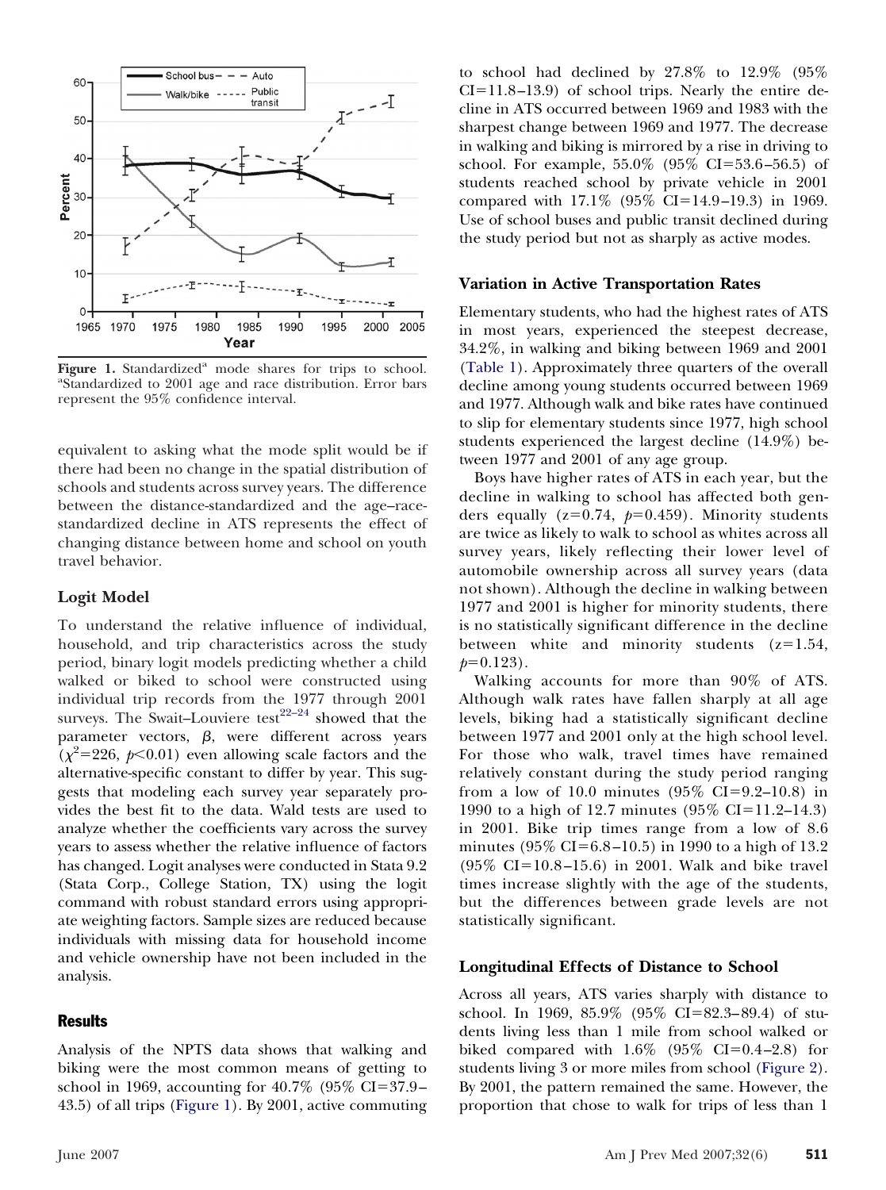Figure 1. Standardized[a] mode shares for trips to school. [a]Standardized to 2001 age and race distribution. Error bars represent the 95% confidence interval.

equivalent to asking what the mode split would be if there had been no change in the spatial distribution of schools and students across survey years. The difference between the distance-standardized and the age–race-standardized decline in ATS represents the effect of changing distance between home and school on youth travel behavior.

### Logit Model

To understand the relative influence of individual, household, and trip characteristics across the study period, binary logit models predicting whether a child walked or biked to school were constructed using individual trip records from the 1977 through 2001 surveys. The Swait–Louviere test[22–24] showed that the parameter vectors, $\beta$, were different across years ($\chi^2$=226, $p<0.01$) even allowing scale factors and the alternative-specific constant to differ by year. This suggests that modeling each survey year separately provides the best fit to the data. Wald tests are used to analyze whether the coefficients vary across the survey years to assess whether the relative influence of factors has changed. Logit analyses were conducted in Stata 9.2 (Stata Corp., College Station, TX) using the logit command with robust standard errors using appropriate weighting factors. Sample sizes are reduced because individuals with missing data for household income and vehicle ownership have not been included in the analysis.

## Results

Analysis of the NPTS data shows that walking and biking were the most common means of getting to school in 1969, accounting for 40.7% (95% CI=37.9–43.5) of all trips (Figure 1). By 2001, active commuting to school had declined by 27.8% to 12.9% (95% CI=11.8–13.9) of school trips. Nearly the entire decline in ATS occurred between 1969 and 1983 with the sharpest change between 1969 and 1977. The decrease in walking and biking is mirrored by a rise in driving to school. For example, 55.0% (95% CI=53.6–56.5) of students reached school by private vehicle in 2001 compared with 17.1% (95% CI=14.9–19.3) in 1969. Use of school buses and public transit declined during the study period but not as sharply as active modes.

### Variation in Active Transportation Rates

Elementary students, who had the highest rates of ATS in most years, experienced the steepest decrease, 34.2%, in walking and biking between 1969 and 2001 (Table 1). Approximately three quarters of the overall decline among young students occurred between 1969 and 1977. Although walk and bike rates have continued to slip for elementary students since 1977, high school students experienced the largest decline (14.9%) between 1977 and 2001 of any age group.

Boys have higher rates of ATS in each year, but the decline in walking to school has affected both genders equally ($z$=0.74, $p$=0.459). Minority students are twice as likely to walk to school as whites across all survey years, likely reflecting their lower level of automobile ownership across all survey years (data not shown). Although the decline in walking between 1977 and 2001 is higher for minority students, there is no statistically significant difference in the decline between white and minority students ($z$=1.54, $p$=0.123).

Walking accounts for more than 90% of ATS. Although walk rates have fallen sharply at all age levels, biking had a statistically significant decline between 1977 and 2001 only at the high school level. For those who walk, travel times have remained relatively constant during the study period ranging from a low of 10.0 minutes (95% CI=9.2–10.8) in 1990 to a high of 12.7 minutes (95% CI=11.2–14.3) in 2001. Bike trip times range from a low of 8.6 minutes (95% CI=6.8–10.5) in 1990 to a high of 13.2 (95% CI=10.8–15.6) in 2001. Walk and bike travel times increase slightly with the age of the students, but the differences between grade levels are not statistically significant.

### Longitudinal Effects of Distance to School

Across all years, ATS varies sharply with distance to school. In 1969, 85.9% (95% CI=82.3–89.4) of students living less than 1 mile from school walked or biked compared with 1.6% (95% CI=0.4–2.8) for students living 3 or more miles from school (Figure 2). By 2001, the pattern remained the same. However, the proportion that chose to walk for trips of less than 1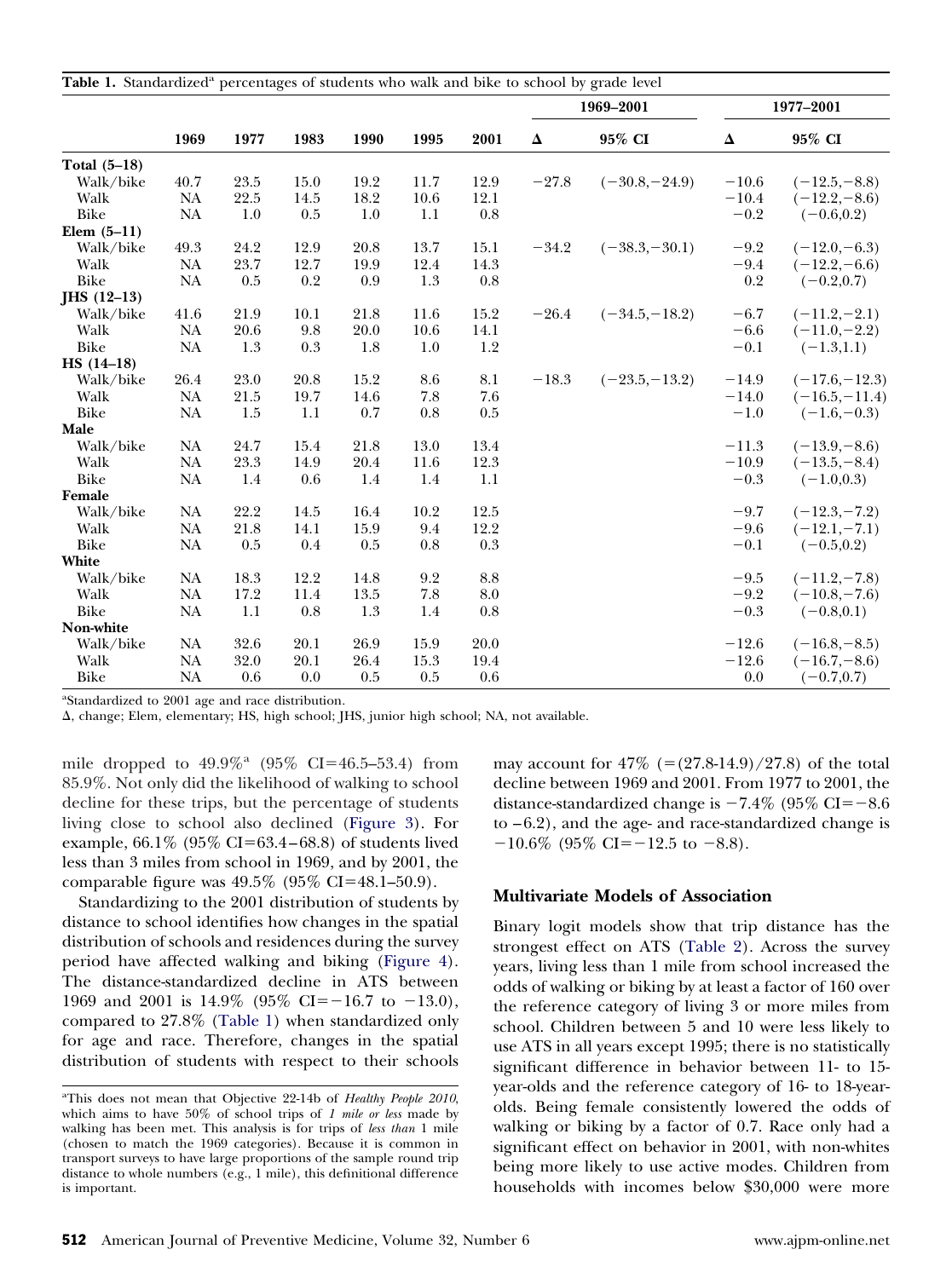**Table 1.** Standardized[a] percentages of students who walk and bike to school by grade level

| | 1969 | 1977 | 1983 | 1990 | 1995 | 2001 | 1969–2001 | | 1977–2001 | |
|---|---|---|---|---|---|---|---|---|---|---|
| | | | | | | | Δ | 95% CI | Δ | 95% CI |
| **Total (5–18)** | | | | | | | | | | |
| Walk/bike | 40.7 | 23.5 | 15.0 | 19.2 | 11.7 | 12.9 | −27.8 | (−30.8,−24.9) | −10.6 | (−12.5,−8.8) |
| Walk | NA | 22.5 | 14.5 | 18.2 | 10.6 | 12.1 | | | −10.4 | (−12.2,−8.6) |
| Bike | NA | 1.0 | 0.5 | 1.0 | 1.1 | 0.8 | | | −0.2 | (−0.6,0.2) |
| **Elem (5–11)** | | | | | | | | | | |
| Walk/bike | 49.3 | 24.2 | 12.9 | 20.8 | 13.7 | 15.1 | −34.2 | (−38.3,−30.1) | −9.2 | (−12.0,−6.3) |
| Walk | NA | 23.7 | 12.7 | 19.9 | 12.4 | 14.3 | | | −9.4 | (−12.2,−6.6) |
| Bike | NA | 0.5 | 0.2 | 0.9 | 1.3 | 0.8 | | | 0.2 | (−0.2,0.7) |
| **JHS (12–13)** | | | | | | | | | | |
| Walk/bike | 41.6 | 21.9 | 10.1 | 21.8 | 11.6 | 15.2 | −26.4 | (−34.5,−18.2) | −6.7 | (−11.2,−2.1) |
| Walk | NA | 20.6 | 9.8 | 20.0 | 10.6 | 14.1 | | | −6.6 | (−11.0,−2.2) |
| Bike | NA | 1.3 | 0.3 | 1.8 | 1.0 | 1.2 | | | −0.1 | (−1.3,1.1) |
| **HS (14–18)** | | | | | | | | | | |
| Walk/bike | 26.4 | 23.0 | 20.8 | 15.2 | 8.6 | 8.1 | −18.3 | (−23.5,−13.2) | −14.9 | (−17.6,−12.3) |
| Walk | NA | 21.5 | 19.7 | 14.6 | 7.8 | 7.6 | | | −14.0 | (−16.5,−11.4) |
| Bike | NA | 1.5 | 1.1 | 0.7 | 0.8 | 0.5 | | | −1.0 | (−1.6,−0.3) |
| **Male** | | | | | | | | | | |
| Walk/bike | NA | 24.7 | 15.4 | 21.8 | 13.0 | 13.4 | | | −11.3 | (−13.9,−8.6) |
| Walk | NA | 23.3 | 14.9 | 20.4 | 11.6 | 12.3 | | | −10.9 | (−13.5,−8.4) |
| Bike | NA | 1.4 | 0.6 | 1.4 | 1.4 | 1.1 | | | −0.3 | (−1.0,0.3) |
| **Female** | | | | | | | | | | |
| Walk/bike | NA | 22.2 | 14.5 | 16.4 | 10.2 | 12.5 | | | −9.7 | (−12.3,−7.2) |
| Walk | NA | 21.8 | 14.1 | 15.9 | 9.4 | 12.2 | | | −9.6 | (−12.1,−7.1) |
| Bike | NA | 0.5 | 0.4 | 0.5 | 0.8 | 0.3 | | | −0.1 | (−0.5,0.2) |
| **White** | | | | | | | | | | |
| Walk/bike | NA | 18.3 | 12.2 | 14.8 | 9.2 | 8.8 | | | −9.5 | (−11.2,−7.8) |
| Walk | NA | 17.2 | 11.4 | 13.5 | 7.8 | 8.0 | | | −9.2 | (−10.8,−7.6) |
| Bike | NA | 1.1 | 0.8 | 1.3 | 1.4 | 0.8 | | | −0.3 | (−0.8,0.1) |
| **Non-white** | | | | | | | | | | |
| Walk/bike | NA | 32.6 | 20.1 | 26.9 | 15.9 | 20.0 | | | −12.6 | (−16.8,−8.5) |
| Walk | NA | 32.0 | 20.1 | 26.4 | 15.3 | 19.4 | | | −12.6 | (−16.7,−8.6) |
| Bike | NA | 0.6 | 0.0 | 0.5 | 0.5 | 0.6 | | | 0.0 | (−0.7,0.7) |

[a]Standardized to 2001 age and race distribution.

Δ, change; Elem, elementary; HS, high school; JHS, junior high school; NA, not available.

mile dropped to 49.9%[a] (95% CI=46.5–53.4) from 85.9%. Not only did the likelihood of walking to school decline for these trips, but the percentage of students living close to school also declined (Figure 3). For example, 66.1% (95% CI=63.4–68.8) of students lived less than 3 miles from school in 1969, and by 2001, the comparable figure was 49.5% (95% CI=48.1–50.9).

Standardizing to the 2001 distribution of students by distance to school identifies how changes in the spatial distribution of schools and residences during the survey period have affected walking and biking (Figure 4). The distance-standardized decline in ATS between 1969 and 2001 is 14.9% (95% CI=−16.7 to −13.0), compared to 27.8% (Table 1) when standardized only for age and race. Therefore, changes in the spatial distribution of students with respect to their schools may account for 47% (=(27.8-14.9)/27.8) of the total decline between 1969 and 2001. From 1977 to 2001, the distance-standardized change is −7.4% (95% CI=−8.6 to −6.2), and the age- and race-standardized change is −10.6% (95% CI=−12.5 to −8.8).

[a]This does not mean that Objective 22-14b of *Healthy People 2010*, which aims to have 50% of school trips of *1 mile or less* made by walking has been met. This analysis is for trips of *less than* 1 mile (chosen to match the 1969 categories). Because it is common in transport surveys to have large proportions of the sample round trip distance to whole numbers (e.g., 1 mile), this definitional difference is important.

## Multivariate Models of Association

Binary logit models show that trip distance has the strongest effect on ATS (Table 2). Across the survey years, living less than 1 mile from school increased the odds of walking or biking by at least a factor of 160 over the reference category of living 3 or more miles from school. Children between 5 and 10 were less likely to use ATS in all years except 1995; there is no statistically significant difference in behavior between 11- to 15-year-olds and the reference category of 16- to 18-year-olds. Being female consistently lowered the odds of walking or biking by a factor of 0.7. Race only had a significant effect on behavior in 2001, with non-whites being more likely to use active modes. Children from households with incomes below $30,000 were more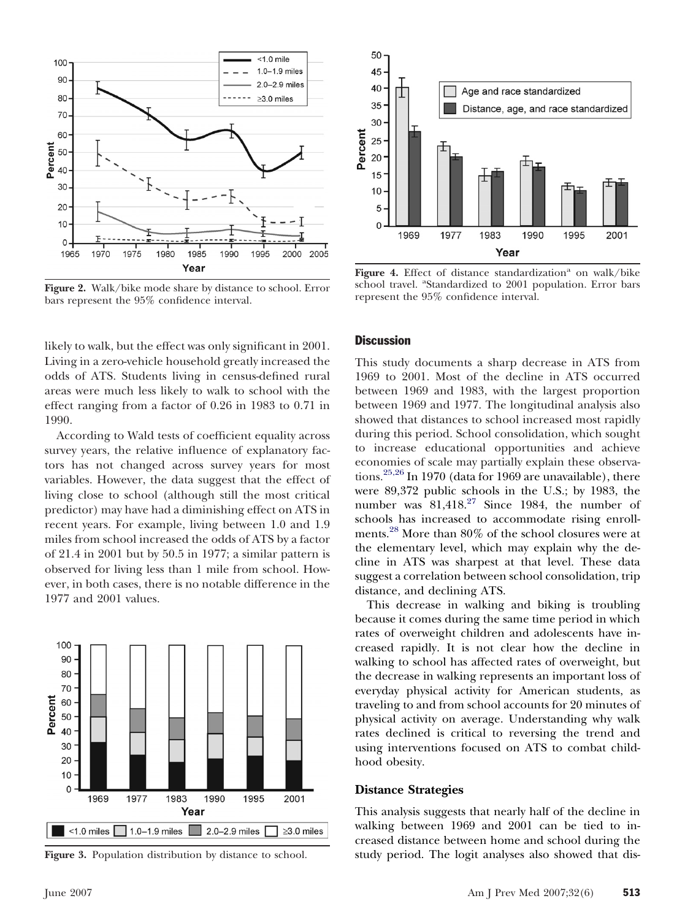Figure 2. Walk/bike mode share by distance to school. Error bars represent the 95% confidence interval.

Figure 4. Effect of distance standardization[a] on walk/bike school travel. [a]Standardized to 2001 population. Error bars represent the 95% confidence interval.

likely to walk, but the effect was only significant in 2001. Living in a zero-vehicle household greatly increased the odds of ATS. Students living in census-defined rural areas were much less likely to walk to school with the effect ranging from a factor of 0.26 in 1983 to 0.71 in 1990.

According to Wald tests of coefficient equality across survey years, the relative influence of explanatory factors has not changed across survey years for most variables. However, the data suggest that the effect of living close to school (although still the most critical predictor) may have had a diminishing effect on ATS in recent years. For example, living between 1.0 and 1.9 miles from school increased the odds of ATS by a factor of 21.4 in 2001 but by 50.5 in 1977; a similar pattern is observed for living less than 1 mile from school. However, in both cases, there is no notable difference in the 1977 and 2001 values.

Figure 3. Population distribution by distance to school.

## Discussion

This study documents a sharp decrease in ATS from 1969 to 2001. Most of the decline in ATS occurred between 1969 and 1983, with the largest proportion between 1969 and 1977. The longitudinal analysis also showed that distances to school increased most rapidly during this period. School consolidation, which sought to increase educational opportunities and achieve economies of scale may partially explain these observations.[25,26] In 1970 (data for 1969 are unavailable), there were 89,372 public schools in the U.S.; by 1983, the number was 81,418.[27] Since 1984, the number of schools has increased to accommodate rising enrollments.[28] More than 80% of the school closures were at the elementary level, which may explain why the decline in ATS was sharpest at that level. These data suggest a correlation between school consolidation, trip distance, and declining ATS.

This decrease in walking and biking is troubling because it comes during the same time period in which rates of overweight children and adolescents have increased rapidly. It is not clear how the decline in walking to school has affected rates of overweight, but the decrease in walking represents an important loss of everyday physical activity for American students, as traveling to and from school accounts for 20 minutes of physical activity on average. Understanding why walk rates declined is critical to reversing the trend and using interventions focused on ATS to combat childhood obesity.

### Distance Strategies

This analysis suggests that nearly half of the decline in walking between 1969 and 2001 can be tied to increased distance between home and school during the study period. The logit analyses also showed that dis-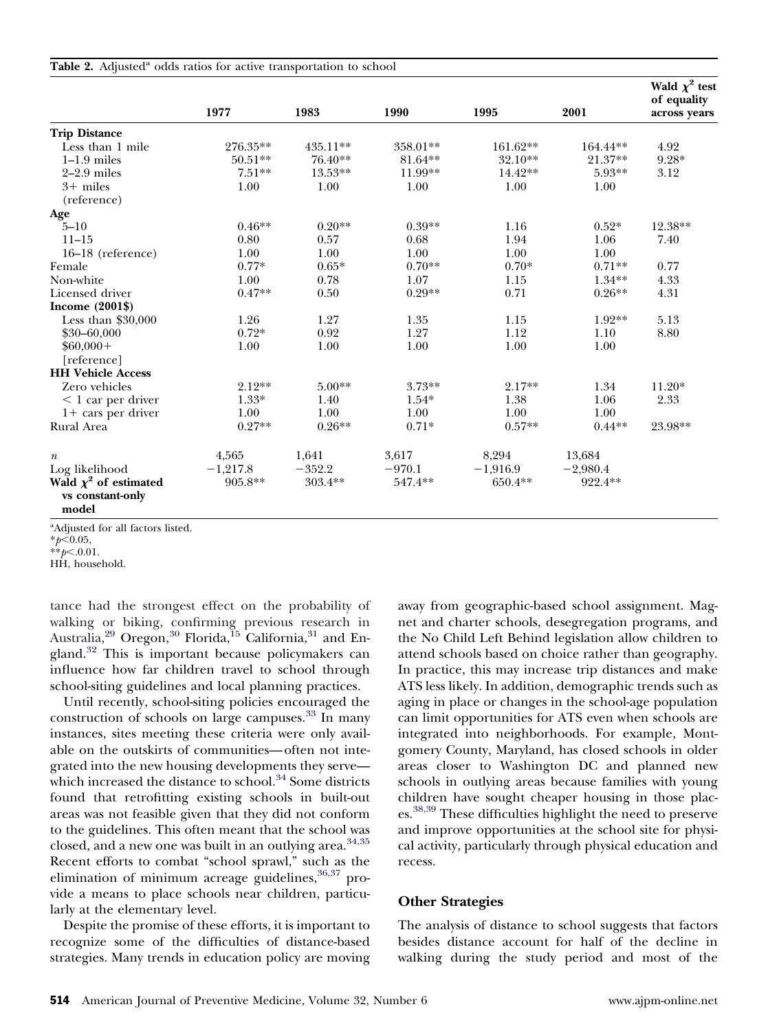**Table 2.** Adjusted[a] odds ratios for active transportation to school

| | 1977 | 1983 | 1990 | 1995 | 2001 | Wald $\chi^2$ test of equality across years |
|---|---|---|---|---|---|---|
| **Trip Distance** | | | | | | |
| Less than 1 mile | 276.35** | 435.11** | 358.01** | 161.62** | 164.44** | 4.92 |
| 1–1.9 miles | 50.51** | 76.40** | 81.64** | 32.10** | 21.37** | 9.28* |
| 2–2.9 miles | 7.51** | 13.53** | 11.99** | 14.42** | 5.93** | 3.12 |
| 3+ miles (reference) | 1.00 | 1.00 | 1.00 | 1.00 | 1.00 | |
| **Age** | | | | | | |
| 5–10 | 0.46** | 0.20** | 0.39** | 1.16 | 0.52* | 12.38** |
| 11–15 | 0.80 | 0.57 | 0.68 | 1.94 | 1.06 | 7.40 |
| 16–18 (reference) | 1.00 | 1.00 | 1.00 | 1.00 | 1.00 | |
| Female | 0.77* | 0.65* | 0.70** | 0.70* | 0.71** | 0.77 |
| Non-white | 1.00 | 0.78 | 1.07 | 1.15 | 1.34** | 4.33 |
| Licensed driver | 0.47** | 0.50 | 0.29** | 0.71 | 0.26** | 4.31 |
| **Income (2001$)** | | | | | | |
| Less than $30,000 | 1.26 | 1.27 | 1.35 | 1.15 | 1.92** | 5.13 |
| $30–60,000 | 0.72* | 0.92 | 1.27 | 1.12 | 1.10 | 8.80 |
| $60,000+ [reference] | 1.00 | 1.00 | 1.00 | 1.00 | 1.00 | |
| **HH Vehicle Access** | | | | | | |
| Zero vehicles | 2.12** | 5.00** | 3.73** | 2.17** | 1.34 | 11.20* |
| < 1 car per driver | 1.33* | 1.40 | 1.54* | 1.38 | 1.06 | 2.33 |
| 1+ cars per driver | 1.00 | 1.00 | 1.00 | 1.00 | 1.00 | |
| Rural Area | 0.27** | 0.26** | 0.71* | 0.57** | 0.44** | 23.98** |
| $n$ | 4,565 | 1,641 | 3,617 | 8,294 | 13,684 | |
| Log likelihood | −1,217.8 | −352.2 | −970.1 | −1,916.9 | −2,980.4 | |
| **Wald $\chi^2$ of estimated vs constant-only model** | 905.8** | 303.4** | 547.4** | 650.4** | 922.4** | |

[a]Adjusted for all factors listed.
*$p<0.05$,
**$p<.0.01$.
HH, household.

tance had the strongest effect on the probability of walking or biking, confirming previous research in Australia,[29] Oregon,[30] Florida,[15] California,[31] and England.[32] This is important because policymakers can influence how far children travel to school through school-siting guidelines and local planning practices.

Until recently, school-siting policies encouraged the construction of schools on large campuses.[33] In many instances, sites meeting these criteria were only available on the outskirts of communities—often not integrated into the new housing developments they serve—which increased the distance to school.[34] Some districts found that retrofitting existing schools in built-out areas was not feasible given that they did not conform to the guidelines. This often meant that the school was closed, and a new one was built in an outlying area.[34,35] Recent efforts to combat "school sprawl," such as the elimination of minimum acreage guidelines,[36,37] provide a means to place schools near children, particularly at the elementary level.

Despite the promise of these efforts, it is important to recognize some of the difficulties of distance-based strategies. Many trends in education policy are moving away from geographic-based school assignment. Magnet and charter schools, desegregation programs, and the No Child Left Behind legislation allow children to attend schools based on choice rather than geography. In practice, this may increase trip distances and make ATS less likely. In addition, demographic trends such as aging in place or changes in the school-age population can limit opportunities for ATS even when schools are integrated into neighborhoods. For example, Montgomery County, Maryland, has closed schools in older areas closer to Washington DC and planned new schools in outlying areas because families with young children have sought cheaper housing in those places.[38,39] These difficulties highlight the need to preserve and improve opportunities at the school site for physical activity, particularly through physical education and recess.

## Other Strategies

The analysis of distance to school suggests that factors besides distance account for half of the decline in walking during the study period and most of the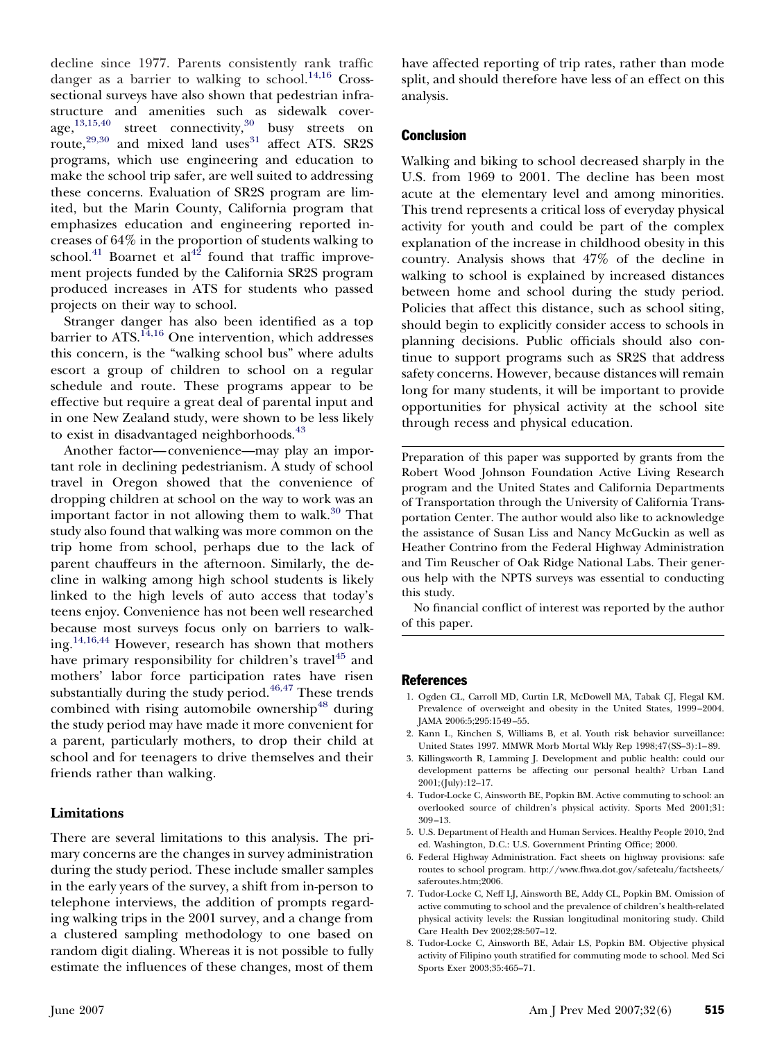decline since 1977. Parents consistently rank traffic danger as a barrier to walking to school.[14,16] Cross-sectional surveys have also shown that pedestrian infrastructure and amenities such as sidewalk coverage,[13,15,40] street connectivity,[30] busy streets on route,[29,30] and mixed land uses[31] affect ATS. SR2S programs, which use engineering and education to make the school trip safer, are well suited to addressing these concerns. Evaluation of SR2S program are limited, but the Marin County, California program that emphasizes education and engineering reported increases of 64% in the proportion of students walking to school.[41] Boarnet et al[42] found that traffic improvement projects funded by the California SR2S program produced increases in ATS for students who passed projects on their way to school.

Stranger danger has also been identified as a top barrier to ATS.[14,16] One intervention, which addresses this concern, is the "walking school bus" where adults escort a group of children to school on a regular schedule and route. These programs appear to be effective but require a great deal of parental input and in one New Zealand study, were shown to be less likely to exist in disadvantaged neighborhoods.[43]

Another factor—convenience—may play an important role in declining pedestrianism. A study of school travel in Oregon showed that the convenience of dropping children at school on the way to work was an important factor in not allowing them to walk.[30] That study also found that walking was more common on the trip home from school, perhaps due to the lack of parent chauffeurs in the afternoon. Similarly, the decline in walking among high school students is likely linked to the high levels of auto access that today's teens enjoy. Convenience has not been well researched because most surveys focus only on barriers to walking.[14,16,44] However, research has shown that mothers have primary responsibility for children's travel[45] and mothers' labor force participation rates have risen substantially during the study period.[46,47] These trends combined with rising automobile ownership[48] during the study period may have made it more convenient for a parent, particularly mothers, to drop their child at school and for teenagers to drive themselves and their friends rather than walking.

## Limitations

There are several limitations to this analysis. The primary concerns are the changes in survey administration during the study period. These include smaller samples in the early years of the survey, a shift from in-person to telephone interviews, the addition of prompts regarding walking trips in the 2001 survey, and a change from a clustered sampling methodology to one based on random digit dialing. Whereas it is not possible to fully estimate the influences of these changes, most of them have affected reporting of trip rates, rather than mode split, and should therefore have less of an effect on this analysis.

## Conclusion

Walking and biking to school decreased sharply in the U.S. from 1969 to 2001. The decline has been most acute at the elementary level and among minorities. This trend represents a critical loss of everyday physical activity for youth and could be part of the complex explanation of the increase in childhood obesity in this country. Analysis shows that 47% of the decline in walking to school is explained by increased distances between home and school during the study period. Policies that affect this distance, such as school siting, should begin to explicitly consider access to schools in planning decisions. Public officials should also continue to support programs such as SR2S that address safety concerns. However, because distances will remain long for many students, it will be important to provide opportunities for physical activity at the school site through recess and physical education.

---

Preparation of this paper was supported by grants from the Robert Wood Johnson Foundation Active Living Research program and the United States and California Departments of Transportation through the University of California Transportation Center. The author would also like to acknowledge the assistance of Susan Liss and Nancy McGuckin as well as Heather Contrino from the Federal Highway Administration and Tim Reuscher of Oak Ridge National Labs. Their generous help with the NPTS surveys was essential to conducting this study.

No financial conflict of interest was reported by the author of this paper.

---

## References

1. Ogden CL, Carroll MD, Curtin LR, McDowell MA, Tabak CJ, Flegal KM. Prevalence of overweight and obesity in the United States, 1999–2004. JAMA 2006:5;295:1549–55.
2. Kann L, Kinchen S, Williams B, et al. Youth risk behavior surveillance: United States 1997. MMWR Morb Mortal Wkly Rep 1998;47(SS–3):1–89.
3. Killingsworth R, Lamming J. Development and public health: could our development patterns be affecting our personal health? Urban Land 2001;(July):12–17.
4. Tudor-Locke C, Ainsworth BE, Popkin BM. Active commuting to school: an overlooked source of children's physical activity. Sports Med 2001;31: 309–13.
5. U.S. Department of Health and Human Services. Healthy People 2010, 2nd ed. Washington, D.C.: U.S. Government Printing Office; 2000.
6. Federal Highway Administration. Fact sheets on highway provisions: safe routes to school program. http://www.fhwa.dot.gov/safetealu/factsheets/saferoutes.htm;2006.
7. Tudor-Locke C, Neff LJ, Ainsworth BE, Addy CL, Popkin BM. Omission of active commuting to school and the prevalence of children's health-related physical activity levels: the Russian longitudinal monitoring study. Child Care Health Dev 2002;28:507–12.
8. Tudor-Locke C, Ainsworth BE, Adair LS, Popkin BM. Objective physical activity of Filipino youth stratified for commuting mode to school. Med Sci Sports Exer 2003;35:465–71.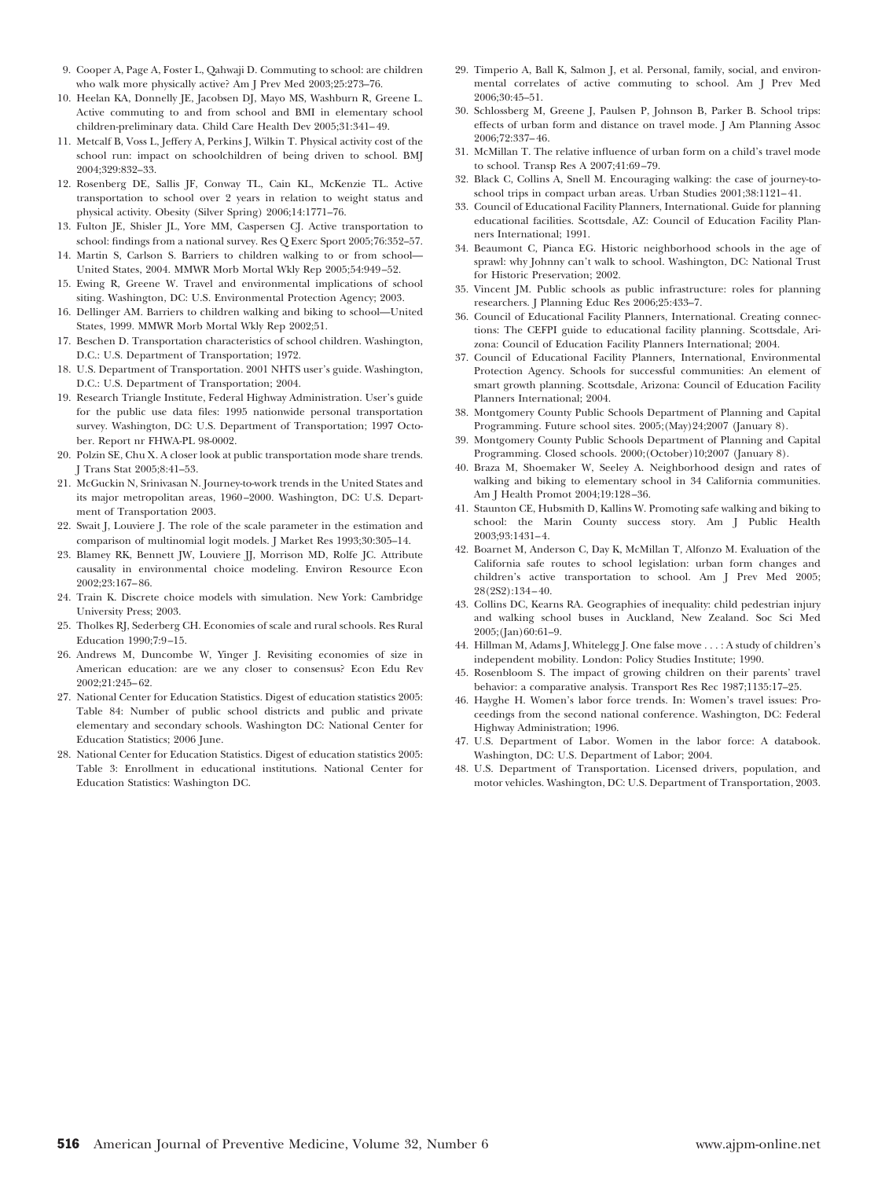9. Cooper A, Page A, Foster L, Qahwaji D. Commuting to school: are children who walk more physically active? Am J Prev Med 2003;25:273–76.
10. Heelan KA, Donnelly JE, Jacobsen DJ, Mayo MS, Washburn R, Greene L. Active commuting to and from school and BMI in elementary school children-preliminary data. Child Care Health Dev 2005;31:341–49.
11. Metcalf B, Voss L, Jeffery A, Perkins J, Wilkin T. Physical activity cost of the school run: impact on schoolchildren of being driven to school. BMJ 2004;329:832–33.
12. Rosenberg DE, Sallis JF, Conway TL, Cain KL, McKenzie TL. Active transportation to school over 2 years in relation to weight status and physical activity. Obesity (Silver Spring) 2006;14:1771–76.
13. Fulton JE, Shisler JL, Yore MM, Caspersen CJ. Active transportation to school: findings from a national survey. Res Q Exerc Sport 2005;76:352–57.
14. Martin S, Carlson S. Barriers to children walking to or from school—United States, 2004. MMWR Morb Mortal Wkly Rep 2005;54:949–52.
15. Ewing R, Greene W. Travel and environmental implications of school siting. Washington, DC: U.S. Environmental Protection Agency; 2003.
16. Dellinger AM. Barriers to children walking and biking to school—United States, 1999. MMWR Morb Mortal Wkly Rep 2002;51.
17. Beschen D. Transportation characteristics of school children. Washington, D.C.: U.S. Department of Transportation; 1972.
18. U.S. Department of Transportation. 2001 NHTS user's guide. Washington, D.C.: U.S. Department of Transportation; 2004.
19. Research Triangle Institute, Federal Highway Administration. User's guide for the public use data files: 1995 nationwide personal transportation survey. Washington, DC: U.S. Department of Transportation; 1997 October. Report nr FHWA-PL 98-0002.
20. Polzin SE, Chu X. A closer look at public transportation mode share trends. J Trans Stat 2005;8:41–53.
21. McGuckin N, Srinivasan N. Journey-to-work trends in the United States and its major metropolitan areas, 1960–2000. Washington, DC: U.S. Department of Transportation 2003.
22. Swait J, Louviere J. The role of the scale parameter in the estimation and comparison of multinomial logit models. J Market Res 1993;30:305–14.
23. Blamey RK, Bennett JW, Louviere JJ, Morrison MD, Rolfe JC. Attribute causality in environmental choice modeling. Environ Resource Econ 2002;23:167–86.
24. Train K. Discrete choice models with simulation. New York: Cambridge University Press; 2003.
25. Tholkes RJ, Sederberg CH. Economies of scale and rural schools. Res Rural Education 1990;7:9–15.
26. Andrews M, Duncombe W, Yinger J. Revisiting economies of size in American education: are we any closer to consensus? Econ Edu Rev 2002;21:245–62.
27. National Center for Education Statistics. Digest of education statistics 2005: Table 84: Number of public school districts and public and private elementary and secondary schools. Washington DC: National Center for Education Statistics; 2006 June.
28. National Center for Education Statistics. Digest of education statistics 2005: Table 3: Enrollment in educational institutions. National Center for Education Statistics: Washington DC.
29. Timperio A, Ball K, Salmon J, et al. Personal, family, social, and environmental correlates of active commuting to school. Am J Prev Med 2006;30:45–51.
30. Schlossberg M, Greene J, Paulsen P, Johnson B, Parker B. School trips: effects of urban form and distance on travel mode. J Am Planning Assoc 2006;72:337–46.
31. McMillan T. The relative influence of urban form on a child's travel mode to school. Transp Res A 2007;41:69–79.
32. Black C, Collins A, Snell M. Encouraging walking: the case of journey-to-school trips in compact urban areas. Urban Studies 2001;38:1121–41.
33. Council of Educational Facility Planners, International. Guide for planning educational facilities. Scottsdale, AZ: Council of Education Facility Planners International; 1991.
34. Beaumont C, Pianca EG. Historic neighborhood schools in the age of sprawl: why Johnny can't walk to school. Washington, DC: National Trust for Historic Preservation; 2002.
35. Vincent JM. Public schools as public infrastructure: roles for planning researchers. J Planning Educ Res 2006;25:433–7.
36. Council of Educational Facility Planners, International. Creating connections: The CEFPI guide to educational facility planning. Scottsdale, Arizona: Council of Education Facility Planners International; 2004.
37. Council of Educational Facility Planners, International, Environmental Protection Agency. Schools for successful communities: An element of smart growth planning. Scottsdale, Arizona: Council of Education Facility Planners International; 2004.
38. Montgomery County Public Schools Department of Planning and Capital Programming. Future school sites. 2005;(May)24;2007 (January 8).
39. Montgomery County Public Schools Department of Planning and Capital Programming. Closed schools. 2000;(October)10;2007 (January 8).
40. Braza M, Shoemaker W, Seeley A. Neighborhood design and rates of walking and biking to elementary school in 34 California communities. Am J Health Promot 2004;19:128–36.
41. Staunton CE, Hubsmith D, Kallins W. Promoting safe walking and biking to school: the Marin County success story. Am J Public Health 2003;93:1431–4.
42. Boarnet M, Anderson C, Day K, McMillan T, Alfonzo M. Evaluation of the California safe routes to school legislation: urban form changes and children's active transportation to school. Am J Prev Med 2005; 28(2S2):134–40.
43. Collins DC, Kearns RA. Geographies of inequality: child pedestrian injury and walking school buses in Auckland, New Zealand. Soc Sci Med 2005;(Jan)60:61–9.
44. Hillman M, Adams J, Whitelegg J. One false move . . . : A study of children's independent mobility. London: Policy Studies Institute; 1990.
45. Rosenbloom S. The impact of growing children on their parents' travel behavior: a comparative analysis. Transport Res Rec 1987;1135:17–25.
46. Hayghe H. Women's labor force trends. In: Women's travel issues: Proceedings from the second national conference. Washington, DC: Federal Highway Administration; 1996.
47. U.S. Department of Labor. Women in the labor force: A databook. Washington, DC: U.S. Department of Labor; 2004.
48. U.S. Department of Transportation. Licensed drivers, population, and motor vehicles. Washington, DC: U.S. Department of Transportation, 2003.